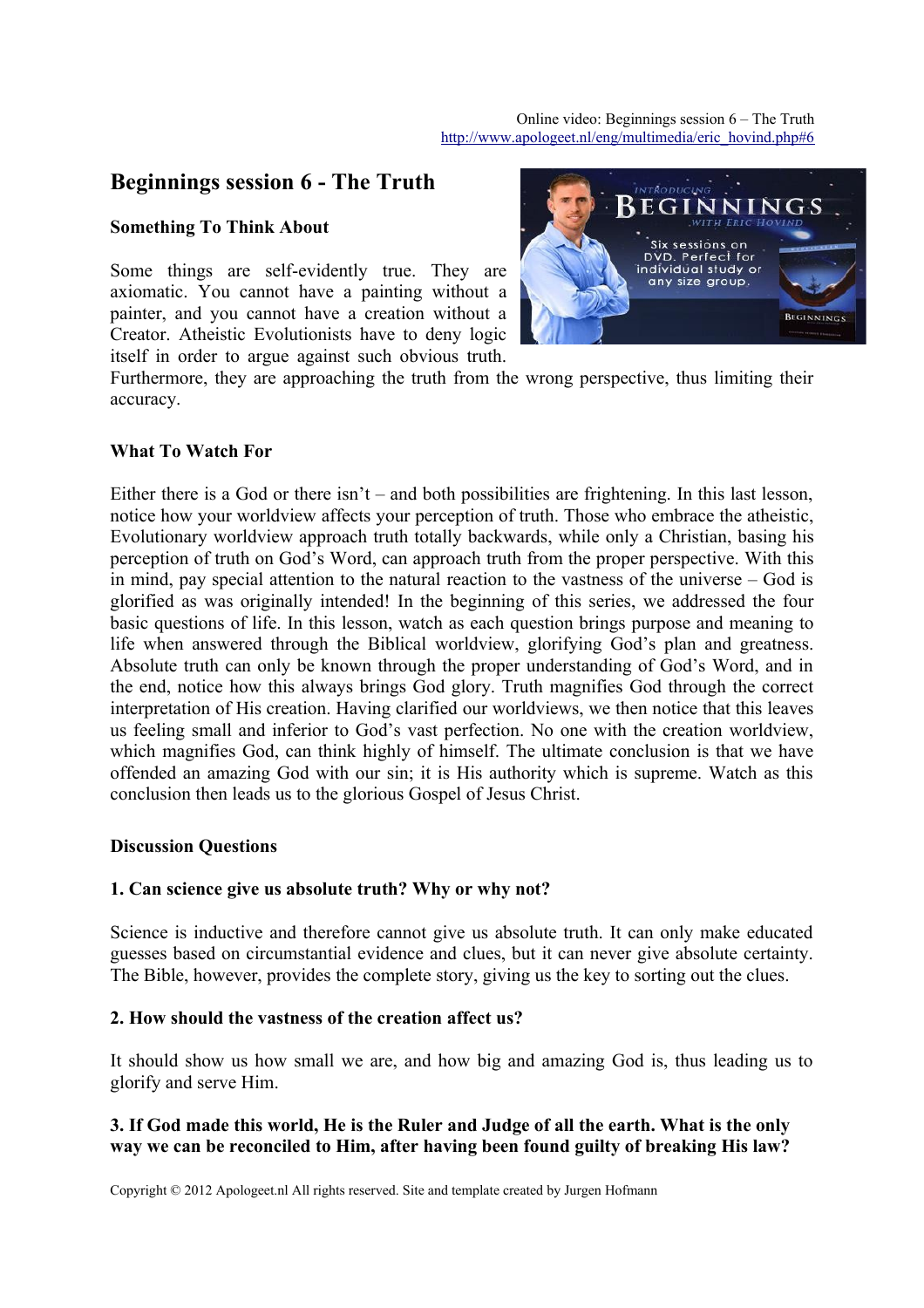Online video: Beginnings session 6 – The Truth
http://www.apologeet.nl/eng/multimedia/eric_hovind.php#6

# Beginnings session 6 - The Truth

### Something To Think About

Some things are self-evidently true. They are axiomatic. You cannot have a painting without a painter, and you cannot have a creation without a Creator. Atheistic Evolutionists have to deny logic itself in order to argue against such obvious truth. Furthermore, they are approaching the truth from the wrong perspective, thus limiting their accuracy.

### What To Watch For

Either there is a God or there isn't – and both possibilities are frightening. In this last lesson, notice how your worldview affects your perception of truth. Those who embrace the atheistic, Evolutionary worldview approach truth totally backwards, while only a Christian, basing his perception of truth on God's Word, can approach truth from the proper perspective. With this in mind, pay special attention to the natural reaction to the vastness of the universe – God is glorified as was originally intended! In the beginning of this series, we addressed the four basic questions of life. In this lesson, watch as each question brings purpose and meaning to life when answered through the Biblical worldview, glorifying God's plan and greatness. Absolute truth can only be known through the proper understanding of God's Word, and in the end, notice how this always brings God glory. Truth magnifies God through the correct interpretation of His creation. Having clarified our worldviews, we then notice that this leaves us feeling small and inferior to God's vast perfection. No one with the creation worldview, which magnifies God, can think highly of himself. The ultimate conclusion is that we have offended an amazing God with our sin; it is His authority which is supreme. Watch as this conclusion then leads us to the glorious Gospel of Jesus Christ.

### Discussion Questions

**1. Can science give us absolute truth? Why or why not?**

Science is inductive and therefore cannot give us absolute truth. It can only make educated guesses based on circumstantial evidence and clues, but it can never give absolute certainty. The Bible, however, provides the complete story, giving us the key to sorting out the clues.

**2. How should the vastness of the creation affect us?**

It should show us how small we are, and how big and amazing God is, thus leading us to glorify and serve Him.

**3. If God made this world, He is the Ruler and Judge of all the earth. What is the only way we can be reconciled to Him, after having been found guilty of breaking His law?**

Copyright © 2012 Apologeet.nl All rights reserved. Site and template created by Jurgen Hofmann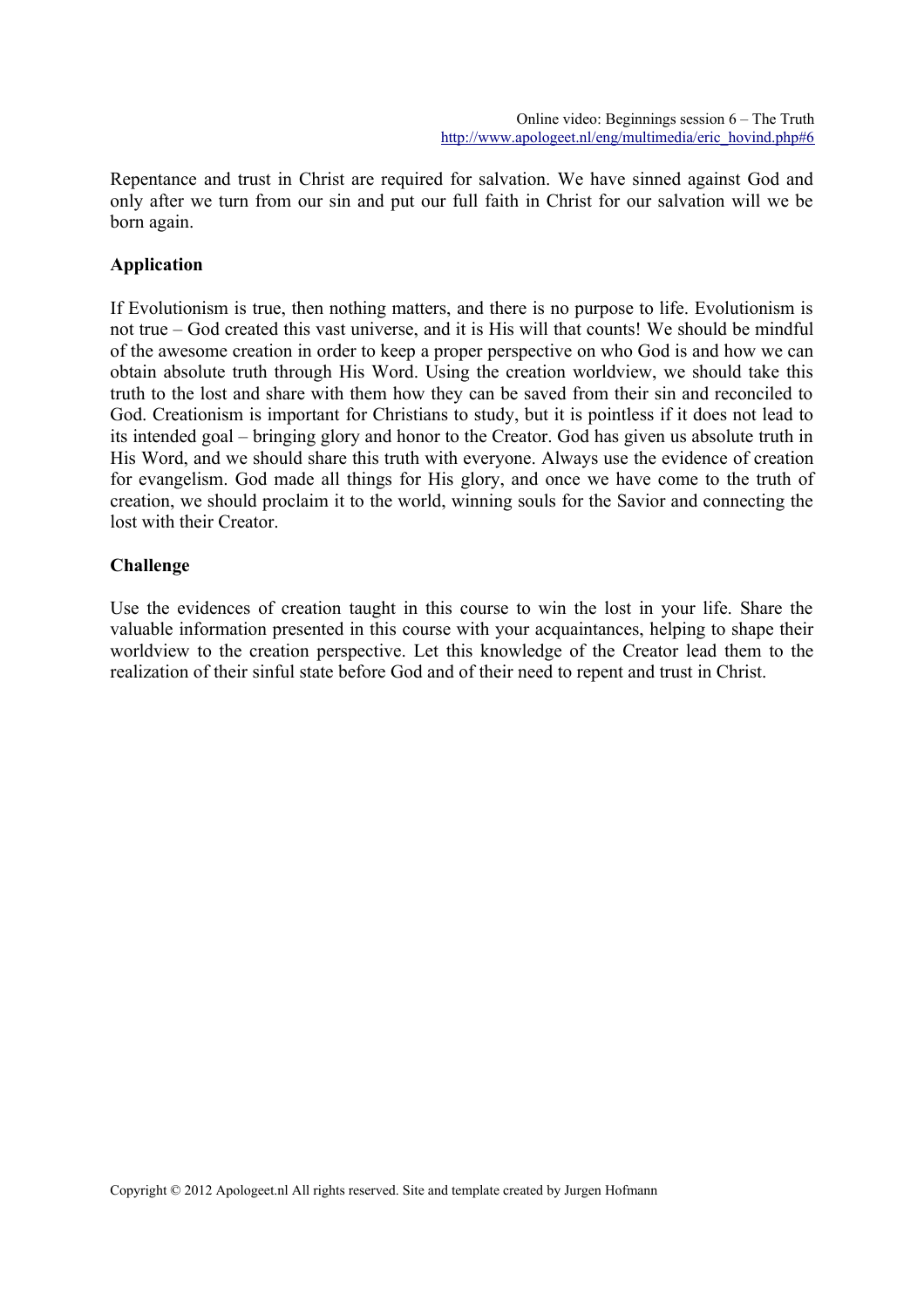Repentance and trust in Christ are required for salvation. We have sinned against God and only after we turn from our sin and put our full faith in Christ for our salvation will we be born again.

**Application**

If Evolutionism is true, then nothing matters, and there is no purpose to life. Evolutionism is not true – God created this vast universe, and it is His will that counts! We should be mindful of the awesome creation in order to keep a proper perspective on who God is and how we can obtain absolute truth through His Word. Using the creation worldview, we should take this truth to the lost and share with them how they can be saved from their sin and reconciled to God. Creationism is important for Christians to study, but it is pointless if it does not lead to its intended goal – bringing glory and honor to the Creator. God has given us absolute truth in His Word, and we should share this truth with everyone. Always use the evidence of creation for evangelism. God made all things for His glory, and once we have come to the truth of creation, we should proclaim it to the world, winning souls for the Savior and connecting the lost with their Creator.

**Challenge**

Use the evidences of creation taught in this course to win the lost in your life. Share the valuable information presented in this course with your acquaintances, helping to shape their worldview to the creation perspective. Let this knowledge of the Creator lead them to the realization of their sinful state before God and of their need to repent and trust in Christ.